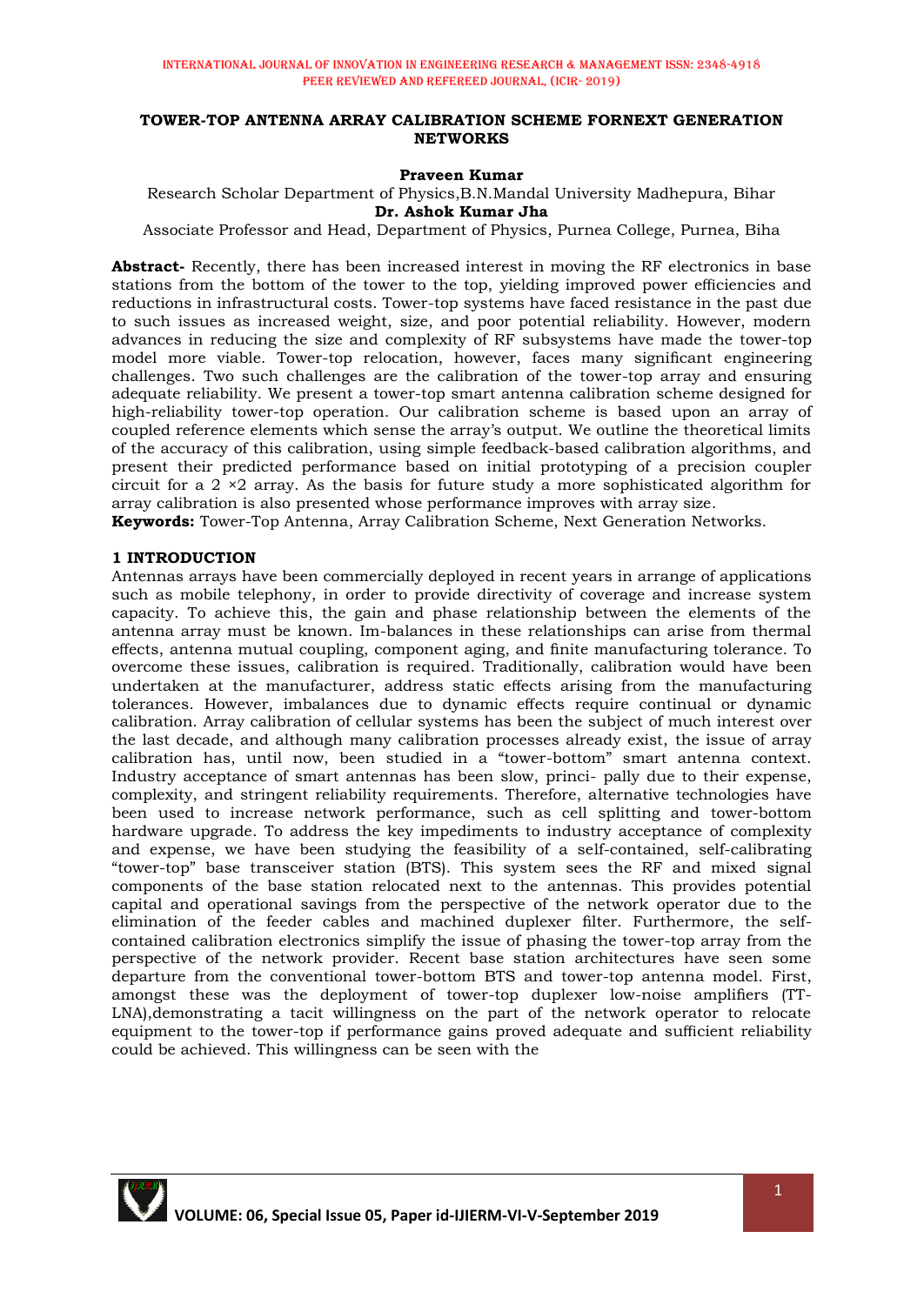# TOWER-TOP ANTENNA ARRAY CALIBRATION SCHEME FORNEXT GENERATION NETWORKS

**Praveen Kumar**

Research Scholar Department of Physics,B.N.Mandal University Madhepura, Bihar

**Dr. Ashok Kumar Jha**

Associate Professor and Head, Department of Physics, Purnea College, Purnea, Biha

**Abstract-** Recently, there has been increased interest in moving the RF electronics in base stations from the bottom of the tower to the top, yielding improved power efficiencies and reductions in infrastructural costs. Tower-top systems have faced resistance in the past due to such issues as increased weight, size, and poor potential reliability. However, modern advances in reducing the size and complexity of RF subsystems have made the tower-top model more viable. Tower-top relocation, however, faces many significant engineering challenges. Two such challenges are the calibration of the tower-top array and ensuring adequate reliability. We present a tower-top smart antenna calibration scheme designed for high-reliability tower-top operation. Our calibration scheme is based upon an array of coupled reference elements which sense the array's output. We outline the theoretical limits of the accuracy of this calibration, using simple feedback-based calibration algorithms, and present their predicted performance based on initial prototyping of a precision coupler circuit for a 2 ×2 array. As the basis for future study a more sophisticated algorithm for array calibration is also presented whose performance improves with array size.

**Keywords:** Tower-Top Antenna, Array Calibration Scheme, Next Generation Networks.

## 1 INTRODUCTION

Antennas arrays have been commercially deployed in recent years in arrange of applications such as mobile telephony, in order to provide directivity of coverage and increase system capacity. To achieve this, the gain and phase relationship between the elements of the antenna array must be known. Im-balances in these relationships can arise from thermal effects, antenna mutual coupling, component aging, and finite manufacturing tolerance. To overcome these issues, calibration is required. Traditionally, calibration would have been undertaken at the manufacturer, address static effects arising from the manufacturing tolerances. However, imbalances due to dynamic effects require continual or dynamic calibration. Array calibration of cellular systems has been the subject of much interest over the last decade, and although many calibration processes already exist, the issue of array calibration has, until now, been studied in a "tower-bottom" smart antenna context. Industry acceptance of smart antennas has been slow, princi- pally due to their expense, complexity, and stringent reliability requirements. Therefore, alternative technologies have been used to increase network performance, such as cell splitting and tower-bottom hardware upgrade. To address the key impediments to industry acceptance of complexity and expense, we have been studying the feasibility of a self-contained, self-calibrating "tower-top" base transceiver station (BTS). This system sees the RF and mixed signal components of the base station relocated next to the antennas. This provides potential capital and operational savings from the perspective of the network operator due to the elimination of the feeder cables and machined duplexer filter. Furthermore, the self-contained calibration electronics simplify the issue of phasing the tower-top array from the perspective of the network provider. Recent base station architectures have seen some departure from the conventional tower-bottom BTS and tower-top antenna model. First, amongst these was the deployment of tower-top duplexer low-noise amplifiers (TT-LNA),demonstrating a tacit willingness on the part of the network operator to relocate equipment to the tower-top if performance gains proved adequate and sufficient reliability could be achieved. This willingness can be seen with the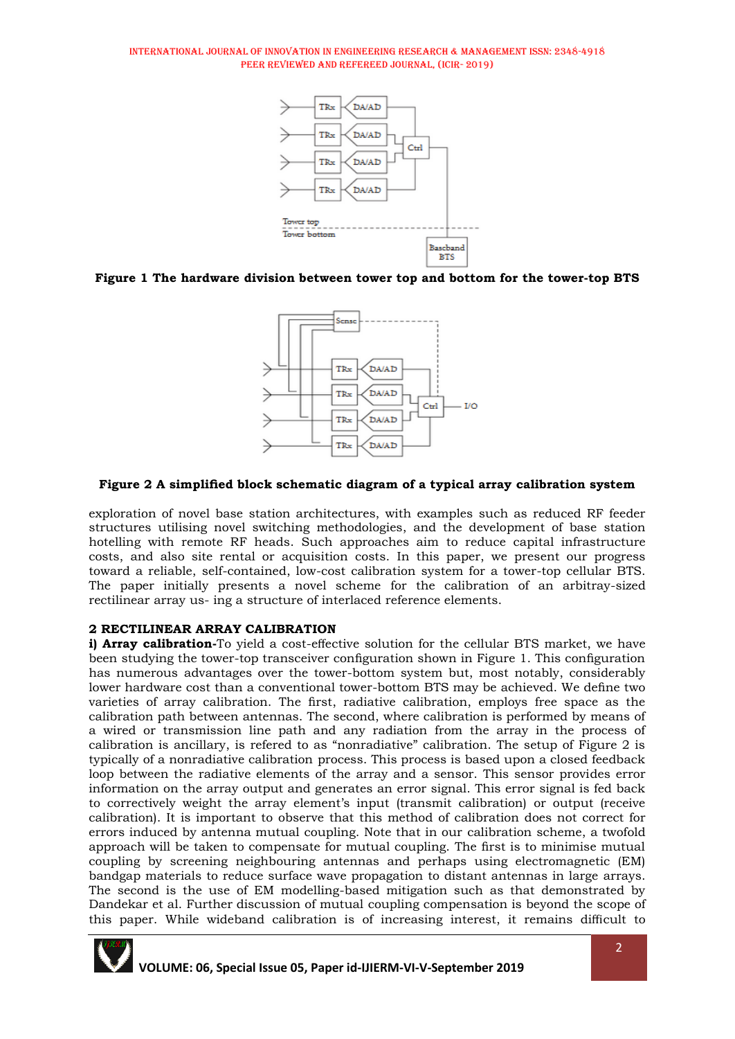**Figure 1 The hardware division between tower top and bottom for the tower-top BTS**

**Figure 2 A simplified block schematic diagram of a typical array calibration system**

exploration of novel base station architectures, with examples such as reduced RF feeder structures utilising novel switching methodologies, and the development of base station hotelling with remote RF heads. Such approaches aim to reduce capital infrastructure costs, and also site rental or acquisition costs. In this paper, we present our progress toward a reliable, self-contained, low-cost calibration system for a tower-top cellular BTS. The paper initially presents a novel scheme for the calibration of an arbitray-sized rectilinear array us- ing a structure of interlaced reference elements.

## 2 RECTILINEAR ARRAY CALIBRATION

**i) Array calibration-**To yield a cost-effective solution for the cellular BTS market, we have been studying the tower-top transceiver configuration shown in Figure 1. This configuration has numerous advantages over the tower-bottom system but, most notably, considerably lower hardware cost than a conventional tower-bottom BTS may be achieved. We define two varieties of array calibration. The first, radiative calibration, employs free space as the calibration path between antennas. The second, where calibration is performed by means of a wired or transmission line path and any radiation from the array in the process of calibration is ancillary, is refered to as "nonradiative" calibration. The setup of Figure 2 is typically of a nonradiative calibration process. This process is based upon a closed feedback loop between the radiative elements of the array and a sensor. This sensor provides error information on the array output and generates an error signal. This error signal is fed back to correctively weight the array element's input (transmit calibration) or output (receive calibration). It is important to observe that this method of calibration does not correct for errors induced by antenna mutual coupling. Note that in our calibration scheme, a twofold approach will be taken to compensate for mutual coupling. The first is to minimise mutual coupling by screening neighbouring antennas and perhaps using electromagnetic (EM) bandgap materials to reduce surface wave propagation to distant antennas in large arrays. The second is the use of EM modelling-based mitigation such as that demonstrated by Dandekar et al. Further discussion of mutual coupling compensation is beyond the scope of this paper. While wideband calibration is of increasing interest, it remains difficult to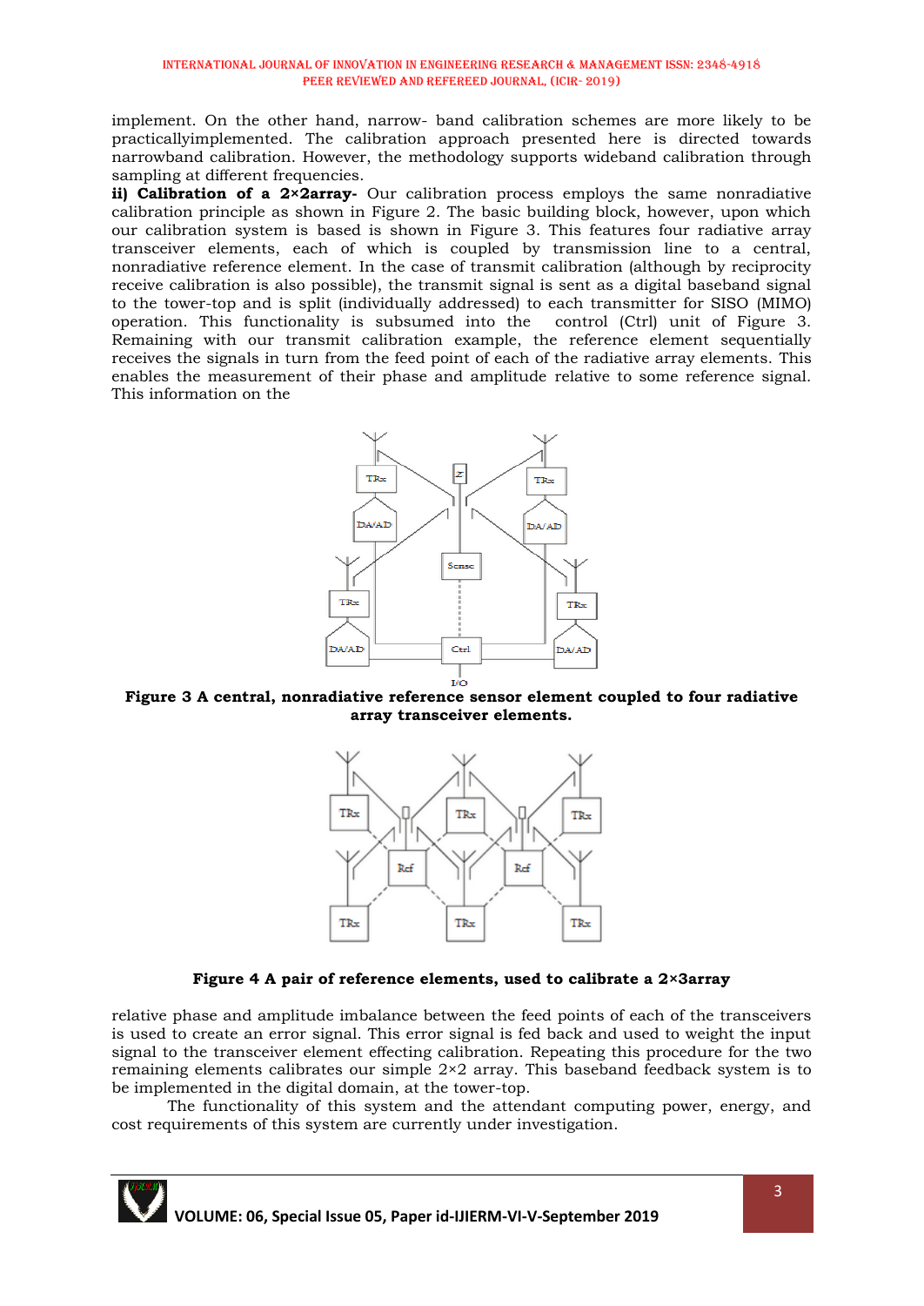implement. On the other hand, narrow- band calibration schemes are more likely to be practicallyimplemented. The calibration approach presented here is directed towards narrowband calibration. However, the methodology supports wideband calibration through sampling at different frequencies.

**ii) Calibration of a 2×2array-** Our calibration process employs the same nonradiative calibration principle as shown in Figure 2. The basic building block, however, upon which our calibration system is based is shown in Figure 3. This features four radiative array transceiver elements, each of which is coupled by transmission line to a central, nonradiative reference element. In the case of transmit calibration (although by reciprocity receive calibration is also possible), the transmit signal is sent as a digital baseband signal to the tower-top and is split (individually addressed) to each transmitter for SISO (MIMO) operation. This functionality is subsumed into the control (Ctrl) unit of Figure 3. Remaining with our transmit calibration example, the reference element sequentially receives the signals in turn from the feed point of each of the radiative array elements. This enables the measurement of their phase and amplitude relative to some reference signal. This information on the

**Figure 3 A central, nonradiative reference sensor element coupled to four radiative array transceiver elements.**

**Figure 4 A pair of reference elements, used to calibrate a 2×3array**

relative phase and amplitude imbalance between the feed points of each of the transceivers is used to create an error signal. This error signal is fed back and used to weight the input signal to the transceiver element effecting calibration. Repeating this procedure for the two remaining elements calibrates our simple 2×2 array. This baseband feedback system is to be implemented in the digital domain, at the tower-top.

The functionality of this system and the attendant computing power, energy, and cost requirements of this system are currently under investigation.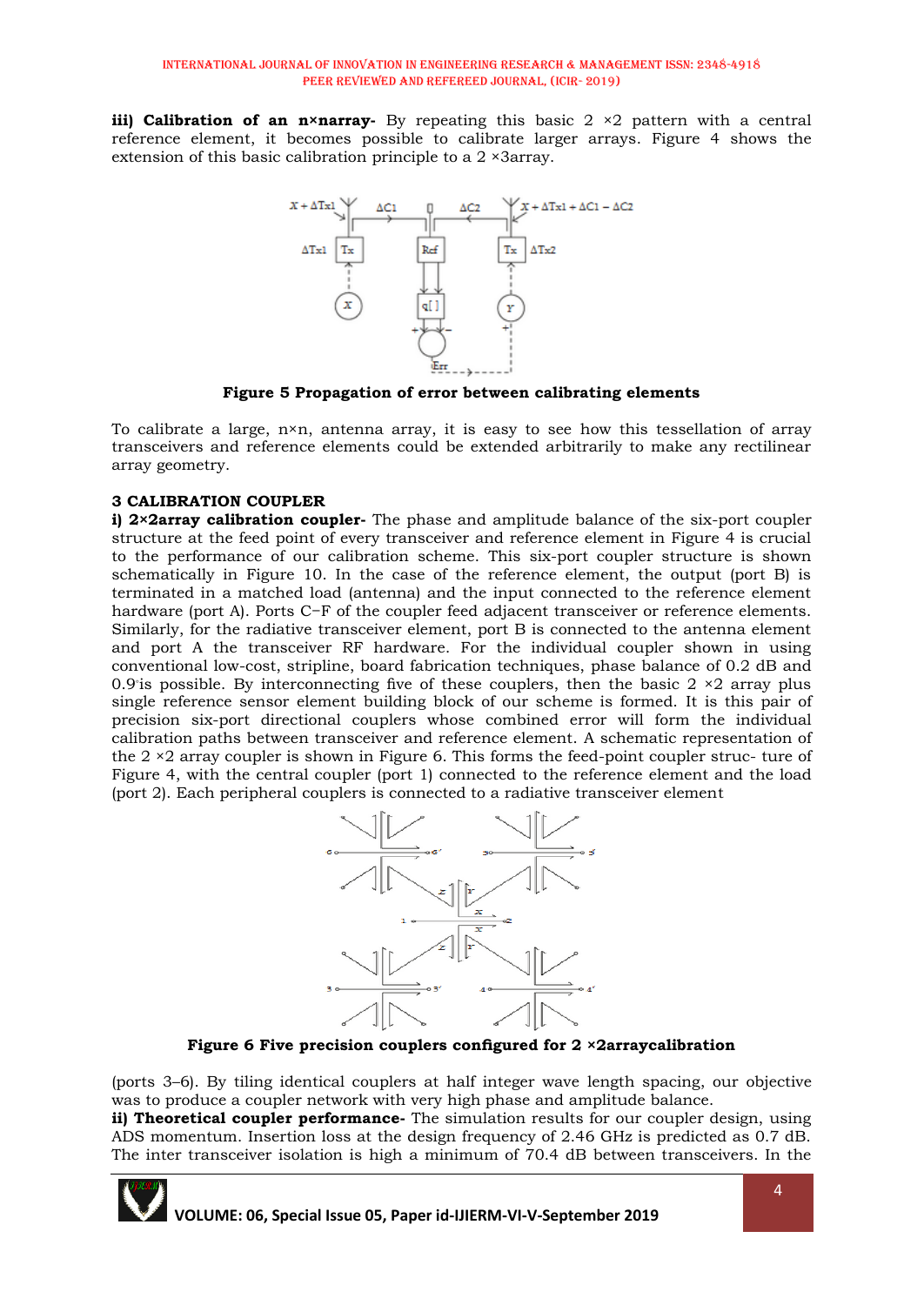**iii) Calibration of an n×narray-** By repeating this basic 2 ×2 pattern with a central reference element, it becomes possible to calibrate larger arrays. Figure 4 shows the extension of this basic calibration principle to a 2 ×3array.

**Figure 5 Propagation of error between calibrating elements**

To calibrate a large, n×n, antenna array, it is easy to see how this tessellation of array transceivers and reference elements could be extended arbitrarily to make any rectilinear array geometry.

### 3 CALIBRATION COUPLER

**i) 2×2array calibration coupler-** The phase and amplitude balance of the six-port coupler structure at the feed point of every transceiver and reference element in Figure 4 is crucial to the performance of our calibration scheme. This six-port coupler structure is shown schematically in Figure 10. In the case of the reference element, the output (port B) is terminated in a matched load (antenna) and the input connected to the reference element hardware (port A). Ports C−F of the coupler feed adjacent transceiver or reference elements. Similarly, for the radiative transceiver element, port B is connected to the antenna element and port A the transceiver RF hardware. For the individual coupler shown in using conventional low-cost, stripline, board fabrication techniques, phase balance of 0.2 dB and 0.9°is possible. By interconnecting five of these couplers, then the basic 2 ×2 array plus single reference sensor element building block of our scheme is formed. It is this pair of precision six-port directional couplers whose combined error will form the individual calibration paths between transceiver and reference element. A schematic representation of the 2 ×2 array coupler is shown in Figure 6. This forms the feed-point coupler struc- ture of Figure 4, with the central coupler (port 1) connected to the reference element and the load (port 2). Each peripheral couplers is connected to a radiative transceiver element

**Figure 6 Five precision couplers configured for 2 ×2arraycalibration**

(ports 3–6). By tiling identical couplers at half integer wave length spacing, our objective was to produce a coupler network with very high phase and amplitude balance.

**ii) Theoretical coupler performance-** The simulation results for our coupler design, using ADS momentum. Insertion loss at the design frequency of 2.46 GHz is predicted as 0.7 dB. The inter transceiver isolation is high a minimum of 70.4 dB between transceivers. In the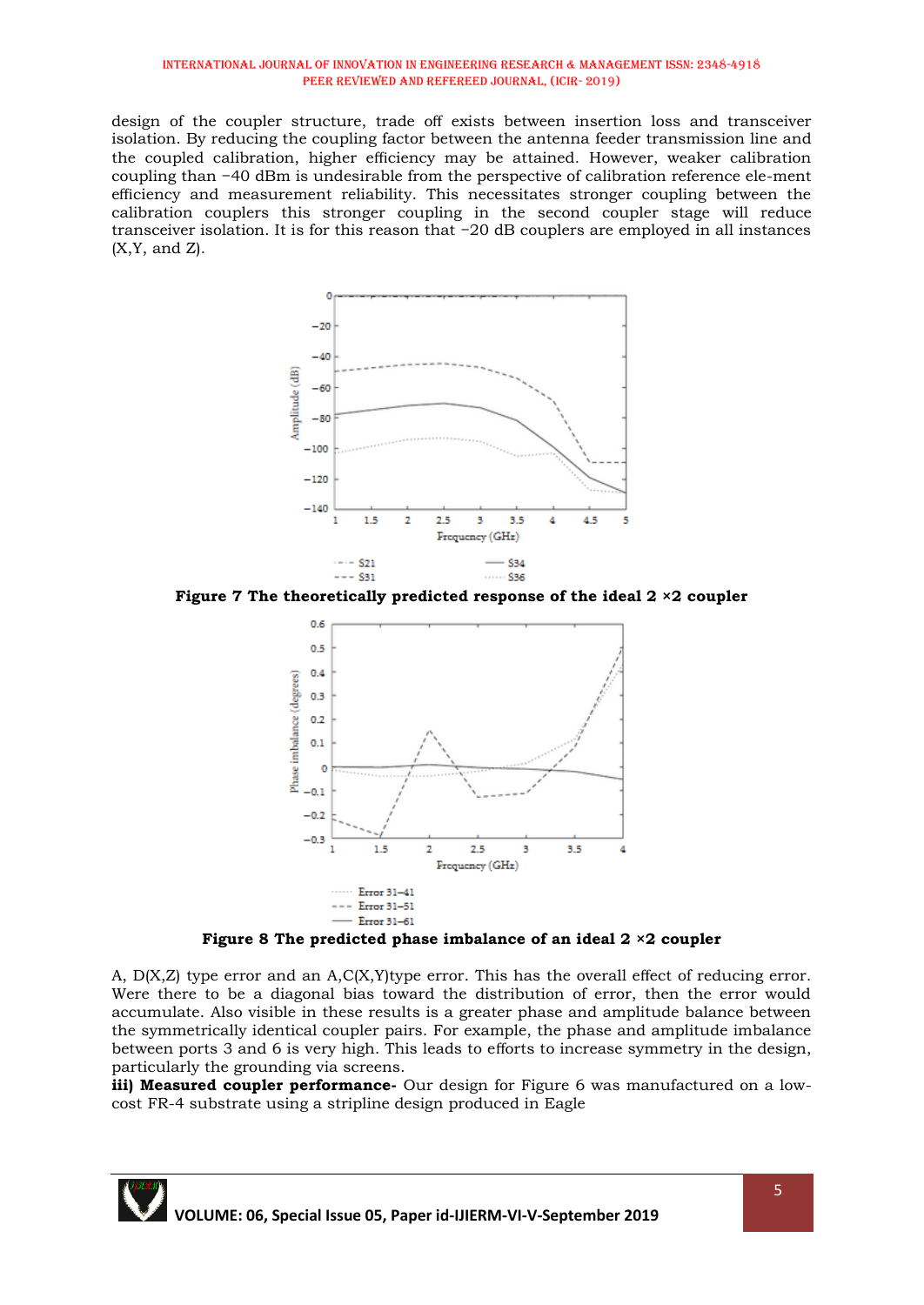design of the coupler structure, trade off exists between insertion loss and transceiver isolation. By reducing the coupling factor between the antenna feeder transmission line and the coupled calibration, higher efficiency may be attained. However, weaker calibration coupling than −40 dBm is undesirable from the perspective of calibration reference ele-ment efficiency and measurement reliability. This necessitates stronger coupling between the calibration couplers this stronger coupling in the second coupler stage will reduce transceiver isolation. It is for this reason that −20 dB couplers are employed in all instances (X,Y, and Z).

**Figure 7 The theoretically predicted response of the ideal 2 ×2 coupler**

**Figure 8 The predicted phase imbalance of an ideal 2 ×2 coupler**

A, D(X,Z) type error and an A,C(X,Y)type error. This has the overall effect of reducing error. Were there to be a diagonal bias toward the distribution of error, then the error would accumulate. Also visible in these results is a greater phase and amplitude balance between the symmetrically identical coupler pairs. For example, the phase and amplitude imbalance between ports 3 and 6 is very high. This leads to efforts to increase symmetry in the design, particularly the grounding via screens.

**iii) Measured coupler performance-** Our design for Figure 6 was manufactured on a low-cost FR-4 substrate using a stripline design produced in Eagle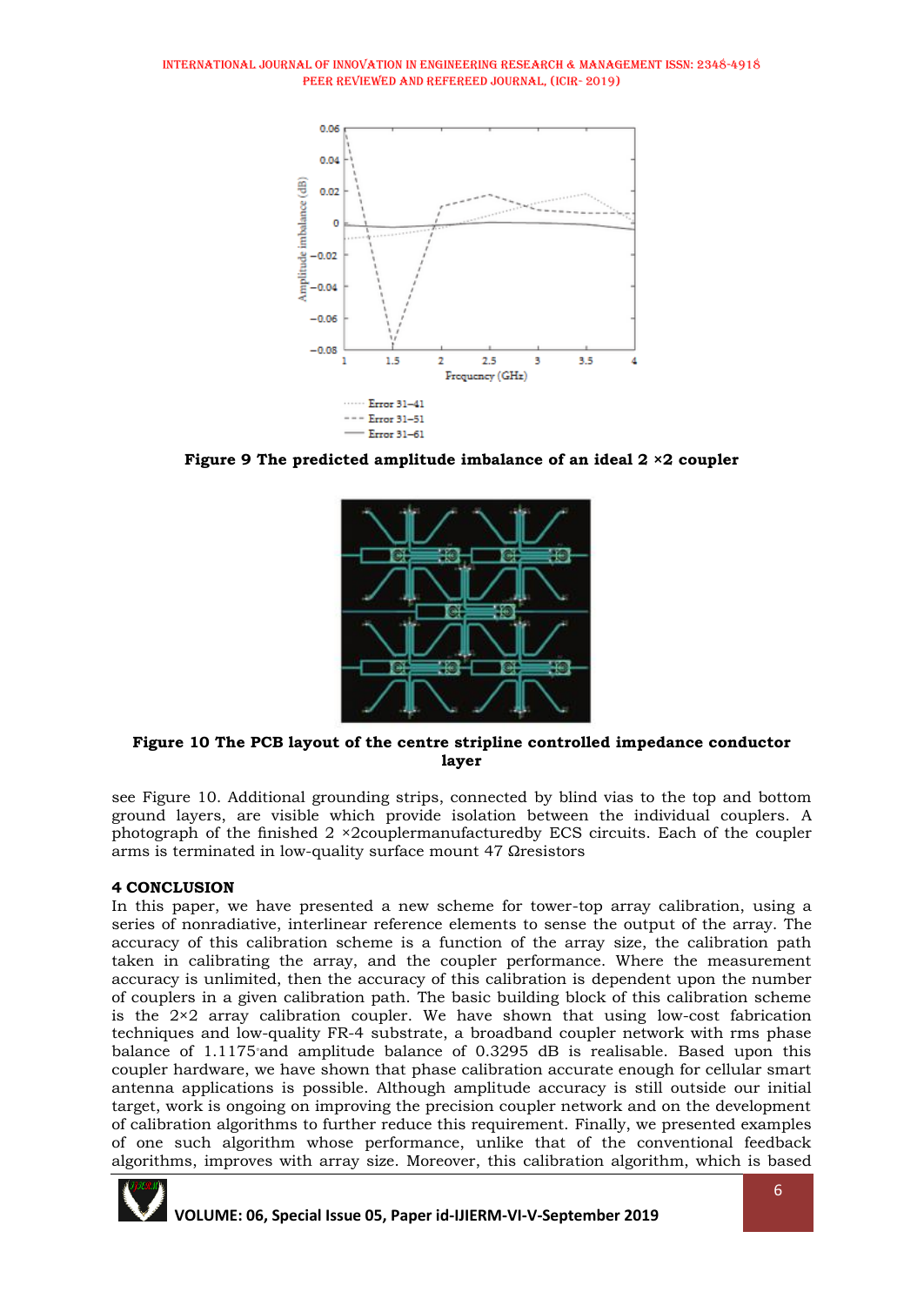**Figure 9 The predicted amplitude imbalance of an ideal 2 ×2 coupler**

**Figure 10 The PCB layout of the centre stripline controlled impedance conductor layer**

see Figure 10. Additional grounding strips, connected by blind vias to the top and bottom ground layers, are visible which provide isolation between the individual couplers. A photograph of the finished 2 ×2couplermanufacturedby ECS circuits. Each of the coupler arms is terminated in low-quality surface mount 47 Ωresistors

### 4 CONCLUSION

In this paper, we have presented a new scheme for tower-top array calibration, using a series of nonradiative, interlinear reference elements to sense the output of the array. The accuracy of this calibration scheme is a function of the array size, the calibration path taken in calibrating the array, and the coupler performance. Where the measurement accuracy is unlimited, then the accuracy of this calibration is dependent upon the number of couplers in a given calibration path. The basic building block of this calibration scheme is the 2×2 array calibration coupler. We have shown that using low-cost fabrication techniques and low-quality FR-4 substrate, a broadband coupler network with rms phase balance of 1.1175°and amplitude balance of 0.3295 dB is realisable. Based upon this coupler hardware, we have shown that phase calibration accurate enough for cellular smart antenna applications is possible. Although amplitude accuracy is still outside our initial target, work is ongoing on improving the precision coupler network and on the development of calibration algorithms to further reduce this requirement. Finally, we presented examples of one such algorithm whose performance, unlike that of the conventional feedback algorithms, improves with array size. Moreover, this calibration algorithm, which is based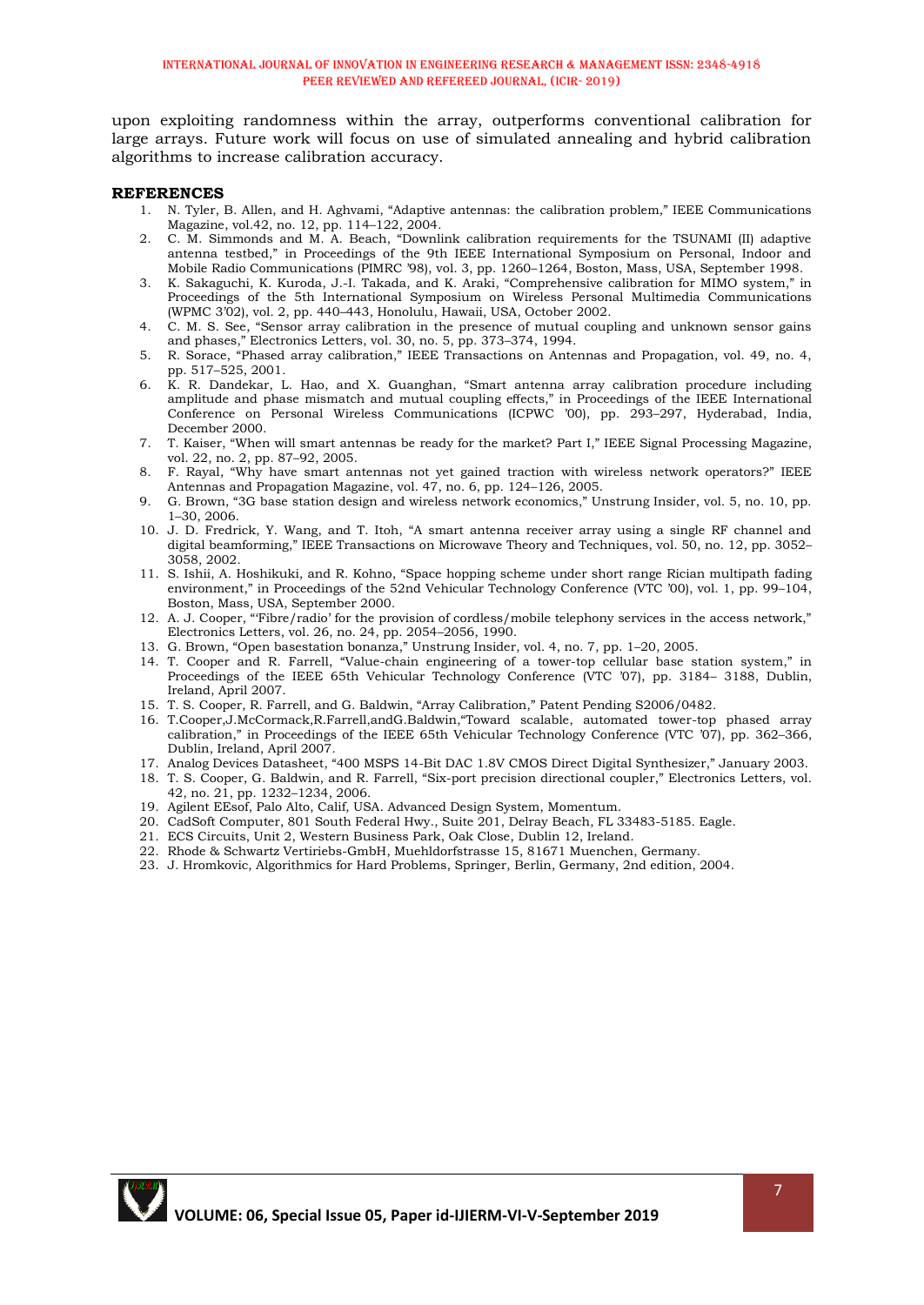upon exploiting randomness within the array, outperforms conventional calibration for large arrays. Future work will focus on use of simulated annealing and hybrid calibration algorithms to increase calibration accuracy.

## REFERENCES

1. N. Tyler, B. Allen, and H. Aghvami, "Adaptive antennas: the calibration problem," IEEE Communications Magazine, vol.42, no. 12, pp. 114–122, 2004.
2. C. M. Simmonds and M. A. Beach, "Downlink calibration requirements for the TSUNAMI (II) adaptive antenna testbed," in Proceedings of the 9th IEEE International Symposium on Personal, Indoor and Mobile Radio Communications (PIMRC '98), vol. 3, pp. 1260–1264, Boston, Mass, USA, September 1998.
3. K. Sakaguchi, K. Kuroda, J.-I. Takada, and K. Araki, "Comprehensive calibration for MIMO system," in Proceedings of the 5th International Symposium on Wireless Personal Multimedia Communications (WPMC 3'02), vol. 2, pp. 440–443, Honolulu, Hawaii, USA, October 2002.
4. C. M. S. See, "Sensor array calibration in the presence of mutual coupling and unknown sensor gains and phases," Electronics Letters, vol. 30, no. 5, pp. 373–374, 1994.
5. R. Sorace, "Phased array calibration," IEEE Transactions on Antennas and Propagation, vol. 49, no. 4, pp. 517–525, 2001.
6. K. R. Dandekar, L. Hao, and X. Guanghan, "Smart antenna array calibration procedure including amplitude and phase mismatch and mutual coupling effects," in Proceedings of the IEEE International Conference on Personal Wireless Communications (ICPWC '00), pp. 293–297, Hyderabad, India, December 2000.
7. T. Kaiser, "When will smart antennas be ready for the market? Part I," IEEE Signal Processing Magazine, vol. 22, no. 2, pp. 87–92, 2005.
8. F. Rayal, "Why have smart antennas not yet gained traction with wireless network operators?" IEEE Antennas and Propagation Magazine, vol. 47, no. 6, pp. 124–126, 2005.
9. G. Brown, "3G base station design and wireless network economics," Unstrung Insider, vol. 5, no. 10, pp. 1–30, 2006.
10. J. D. Fredrick, Y. Wang, and T. Itoh, "A smart antenna receiver array using a single RF channel and digital beamforming," IEEE Transactions on Microwave Theory and Techniques, vol. 50, no. 12, pp. 3052–3058, 2002.
11. S. Ishii, A. Hoshikuki, and R. Kohno, "Space hopping scheme under short range Rician multipath fading environment," in Proceedings of the 52nd Vehicular Technology Conference (VTC '00), vol. 1, pp. 99–104, Boston, Mass, USA, September 2000.
12. A. J. Cooper, "'Fibre/radio' for the provision of cordless/mobile telephony services in the access network," Electronics Letters, vol. 26, no. 24, pp. 2054–2056, 1990.
13. G. Brown, "Open basestation bonanza," Unstrung Insider, vol. 4, no. 7, pp. 1–20, 2005.
14. T. Cooper and R. Farrell, "Value-chain engineering of a tower-top cellular base station system," in Proceedings of the IEEE 65th Vehicular Technology Conference (VTC '07), pp. 3184– 3188, Dublin, Ireland, April 2007.
15. T. S. Cooper, R. Farrell, and G. Baldwin, "Array Calibration," Patent Pending S2006/0482.
16. T.Cooper,J.McCormack,R.Farrell,andG.Baldwin,"Toward scalable, automated tower-top phased array calibration," in Proceedings of the IEEE 65th Vehicular Technology Conference (VTC '07), pp. 362–366, Dublin, Ireland, April 2007.
17. Analog Devices Datasheet, "400 MSPS 14-Bit DAC 1.8V CMOS Direct Digital Synthesizer," January 2003.
18. T. S. Cooper, G. Baldwin, and R. Farrell, "Six-port precision directional coupler," Electronics Letters, vol. 42, no. 21, pp. 1232–1234, 2006.
19. Agilent EEsof, Palo Alto, Calif, USA. Advanced Design System, Momentum.
20. CadSoft Computer, 801 South Federal Hwy., Suite 201, Delray Beach, FL 33483-5185. Eagle.
21. ECS Circuits, Unit 2, Western Business Park, Oak Close, Dublin 12, Ireland.
22. Rhode & Schwartz Vertiriebs-GmbH, Muehldorfstrasse 15, 81671 Muenchen, Germany.
23. J. Hromkovic, Algorithmics for Hard Problems, Springer, Berlin, Germany, 2nd edition, 2004.